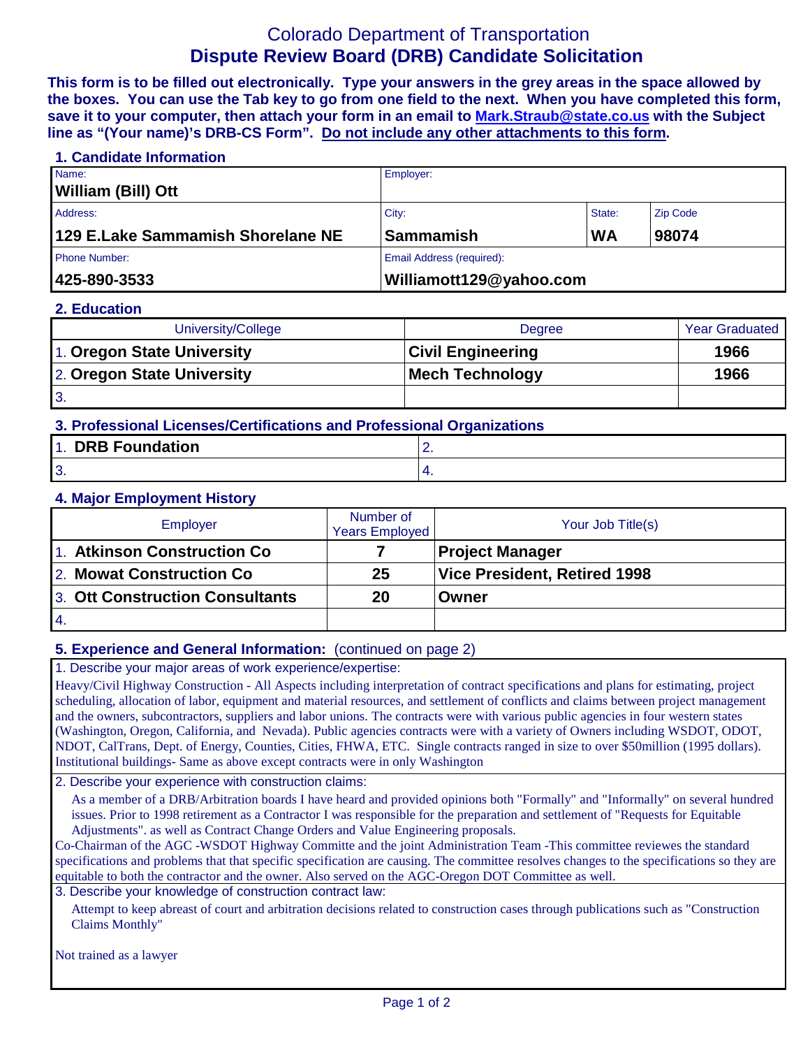# Colorado Department of Transportation
## Dispute Review Board (DRB) Candidate Solicitation

**This form is to be filled out electronically. Type your answers in the grey areas in the space allowed by the boxes. You can use the Tab key to go from one field to the next. When you have completed this form, save it to your computer, then attach your form in an email to Mark.Straub@state.co.us with the Subject line as "(Your name)'s DRB-CS Form". Do not include any other attachments to this form.**

### 1. Candidate Information

| Name: | Employer: | | |
|---|---|---|---|
| **William (Bill) Ott** | | | |
| Address: | City: | State: | Zip Code |
| **129 E.Lake Sammamish Shorelane NE** | **Sammamish** | **WA** | **98074** |
| Phone Number: | Email Address (required): | | |
| **425-890-3533** | **Williamott129@yahoo.com** | | |

### 2. Education

| University/College | Degree | Year Graduated |
|---|---|---|
| 1. **Oregon State University** | **Civil Engineering** | **1966** |
| 2. **Oregon State University** | **Mech Technology** | **1966** |
| 3. | | |

### 3. Professional Licenses/Certifications and Professional Organizations

| | |
|---|---|
| 1. **DRB Foundation** | 2. |
| 3. | 4. |

### 4. Major Employment History

| Employer | Number of Years Employed | Your Job Title(s) |
|---|---|---|
| 1. **Atkinson Construction Co** | **7** | **Project Manager** |
| 2. **Mowat Construction Co** | **25** | **Vice President, Retired 1998** |
| 3. **Ott Construction Consultants** | **20** | **Owner** |
| 4. | | |

### 5. Experience and General Information: (continued on page 2)

1. Describe your major areas of work experience/expertise:

Heavy/Civil Highway Construction - All Aspects including interpretation of contract specifications and plans for estimating, project scheduling, allocation of labor, equipment and material resources, and settlement of conflicts and claims between project management and the owners, subcontractors, suppliers and labor unions. The contracts were with various public agencies in four western states (Washington, Oregon, California, and Nevada). Public agencies contracts were with a variety of Owners including WSDOT, ODOT, NDOT, CalTrans, Dept. of Energy, Counties, Cities, FHWA, ETC. Single contracts ranged in size to over $50million (1995 dollars). Institutional buildings- Same as above except contracts were in only Washington

2. Describe your experience with construction claims:

As a member of a DRB/Arbitration boards I have heard and provided opinions both "Formally" and "Informally" on several hundred issues. Prior to 1998 retirement as a Contractor I was responsible for the preparation and settlement of "Requests for Equitable Adjustments". as well as Contract Change Orders and Value Engineering proposals.

Co-Chairman of the AGC -WSDOT Highway Committe and the joint Administration Team -This committee reviewes the standard specifications and problems that that specific specification are causing. The committee resolves changes to the specifications so they are equitable to both the contractor and the owner. Also served on the AGC-Oregon DOT Committee as well.

3. Describe your knowledge of construction contract law:

Attempt to keep abreast of court and arbitration decisions related to construction cases through publications such as "Construction Claims Monthly"

Not trained as a lawyer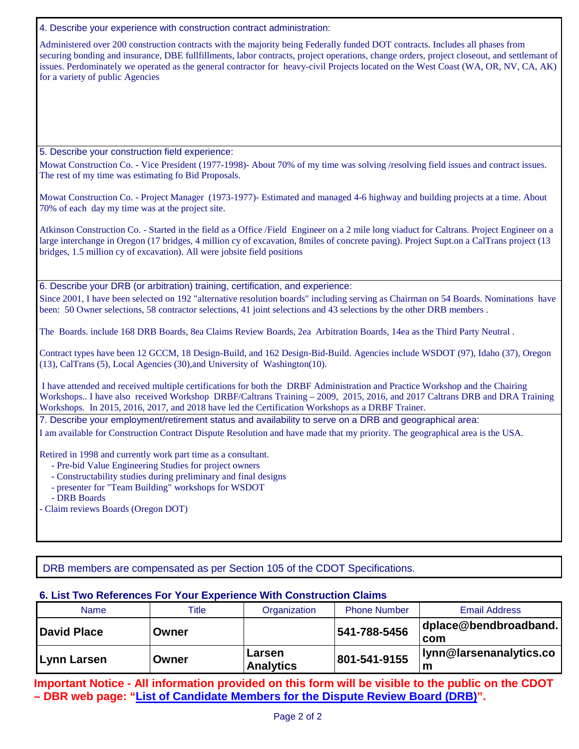4. Describe your experience with construction contract administration:

Administered over 200 construction contracts with the majority being Federally funded DOT contracts. Includes all phases from securing bonding and insurance, DBE fullfillments, labor contracts, project operations, change orders, project closeout, and settlemant of issues. Perdominately we operated as the general contractor for heavy-civil Projects located on the West Coast (WA, OR, NV, CA, AK) for a variety of public Agencies

5. Describe your construction field experience:

Mowat Construction Co. - Vice President (1977-1998)- About 70% of my time was solving /resolving field issues and contract issues. The rest of my time was estimating fo Bid Proposals.

Mowat Construction Co. - Project Manager (1973-1977)- Estimated and managed 4-6 highway and building projects at a time. About 70% of each day my time was at the project site.

Atkinson Construction Co. - Started in the field as a Office /Field Engineer on a 2 mile long viaduct for Caltrans. Project Engineer on a large interchange in Oregon (17 bridges, 4 million cy of excavation, 8miles of concrete paving). Project Supt.on a CalTrans project (13 bridges, 1.5 million cy of excavation). All were jobsite field positions

6. Describe your DRB (or arbitration) training, certification, and experience:

Since 2001, I have been selected on 192 "alternative resolution boards" including serving as Chairman on 54 Boards. Nominations have been: 50 Owner selections, 58 contractor selections, 41 joint selections and 43 selections by the other DRB members .

The Boards. include 168 DRB Boards, 8ea Claims Review Boards, 2ea Arbitration Boards, 14ea as the Third Party Neutral .

Contract types have been 12 GCCM, 18 Design-Build, and 162 Design-Bid-Build. Agencies include WSDOT (97), Idaho (37), Oregon (13), CalTrans (5), Local Agencies (30),and University of Washington(10).

I have attended and received multiple certifications for both the DRBF Administration and Practice Workshop and the Chairing Workshops.. I have also received Workshop DRBF/Caltrans Training – 2009, 2015, 2016, and 2017 Caltrans DRB and DRA Training Workshops. In 2015, 2016, 2017, and 2018 have led the Certification Workshops as a DRBF Trainer.

7. Describe your employment/retirement status and availability to serve on a DRB and geographical area:

I am available for Construction Contract Dispute Resolution and have made that my priority. The geographical area is the USA.

Retired in 1998 and currently work part time as a consultant.

- Pre-bid Value Engineering Studies for project owners
- Constructability studies during preliminary and final designs
- presenter for "Team Building" workshops for WSDOT
- DRB Boards
- Claim reviews Boards (Oregon DOT)

DRB members are compensated as per Section 105 of the CDOT Specifications.

### 6. List Two References For Your Experience With Construction Claims

| Name | Title | Organization | Phone Number | Email Address |
|---|---|---|---|---|
| **David Place** | **Owner** | | **541-788-5456** | **dplace@bendbroadband.com** |
| **Lynn Larsen** | **Owner** | **Larsen Analytics** | **801-541-9155** | **lynn@larsenanalytics.com** |

**Important Notice - All information provided on this form will be visible to the public on the CDOT – DBR web page: "List of Candidate Members for the Dispute Review Board (DRB)".**